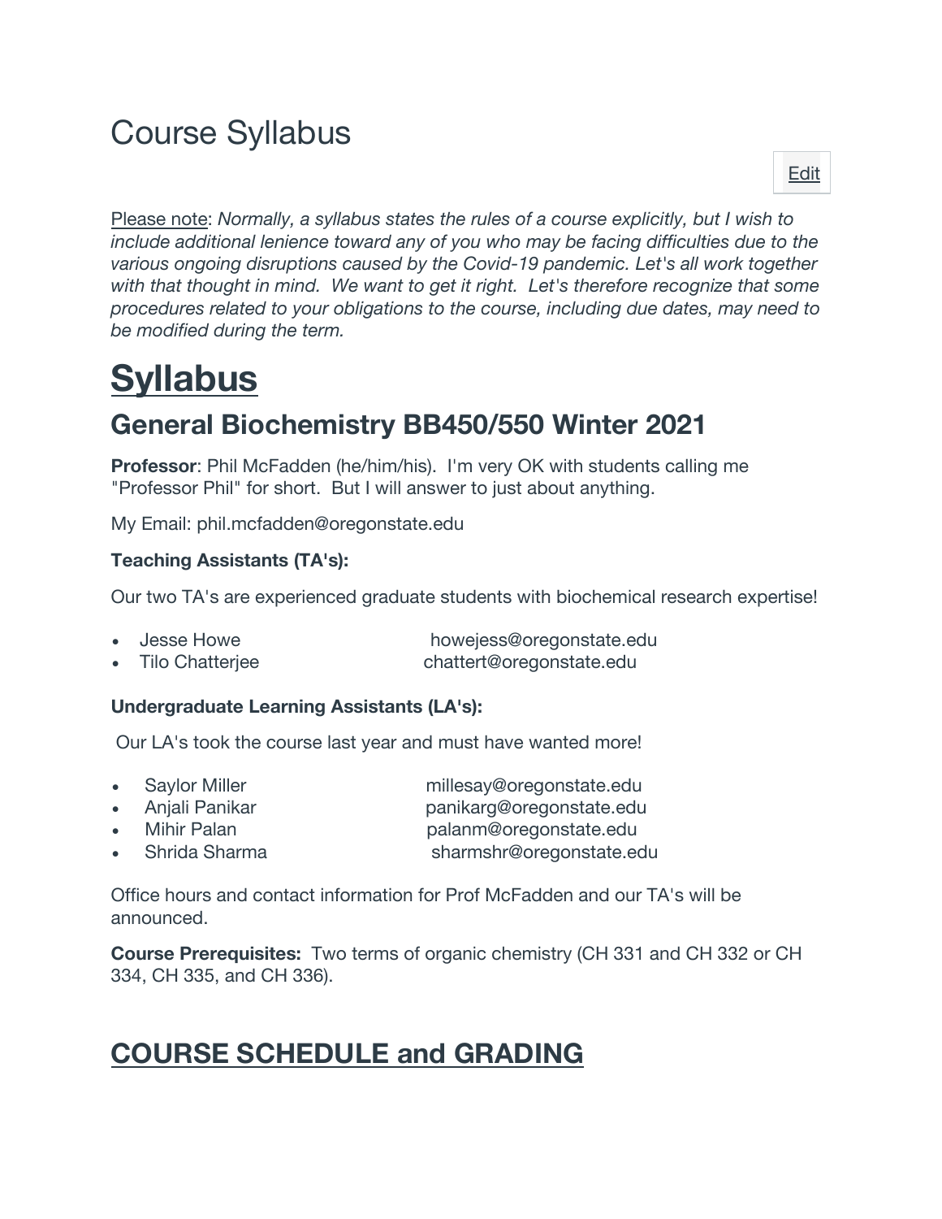# Course Syllabus

Edit

Please note: *Normally, a syllabus states the rules of a course explicitly, but I wish to include additional lenience toward any of you who may be facing difficulties due to the various ongoing disruptions caused by the Covid-19 pandemic. Let's all work together with that thought in mind. We want to get it right. Let's therefore recognize that some procedures related to your obligations to the course, including due dates, may need to be modified during the term.*

# Syllabus

## General Biochemistry BB450/550 Winter 2021

**Professor**: Phil McFadden (he/him/his). I'm very OK with students calling me "Professor Phil" for short. But I will answer to just about anything.

My Email: phil.mcfadden@oregonstate.edu

**Teaching Assistants (TA's):**

Our two TA's are experienced graduate students with biochemical research expertise!

- Jesse Howe howejess@oregonstate.edu
- Tilo Chatterjee chattert@oregonstate.edu

**Undergraduate Learning Assistants (LA's):**

Our LA's took the course last year and must have wanted more!

- Saylor Miller millesay@oregonstate.edu
- Anjali Panikar panikarg@oregonstate.edu
- Mihir Palan palanm@oregonstate.edu
- Shrida Sharma sharmshr@oregonstate.edu

Office hours and contact information for Prof McFadden and our TA's will be announced.

**Course Prerequisites:** Two terms of organic chemistry (CH 331 and CH 332 or CH 334, CH 335, and CH 336).

# COURSE SCHEDULE and GRADING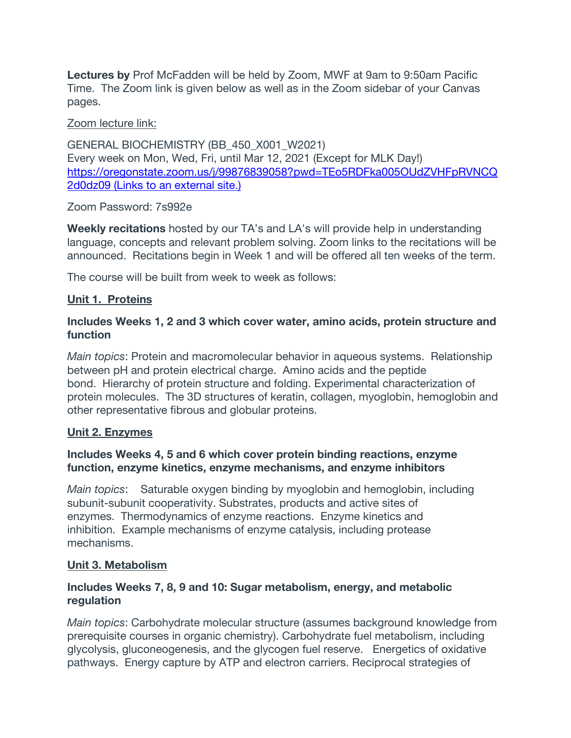**Lectures by** Prof McFadden will be held by Zoom, MWF at 9am to 9:50am Pacific Time. The Zoom link is given below as well as in the Zoom sidebar of your Canvas pages.

Zoom lecture link:

GENERAL BIOCHEMISTRY (BB_450_X001_W2021)
Every week on Mon, Wed, Fri, until Mar 12, 2021 (Except for MLK Day!)
[https://oregonstate.zoom.us/j/99876839058?pwd=TEo5RDFka005OUdZVHFpRVNCQ2d0dz09 (Links to an external site.)](https://oregonstate.zoom.us/j/99876839058?pwd=TEo5RDFka005OUdZVHFpRVNCQ2d0dz09)

Zoom Password: 7s992e

**Weekly recitations** hosted by our TA's and LA's will provide help in understanding language, concepts and relevant problem solving. Zoom links to the recitations will be announced. Recitations begin in Week 1 and will be offered all ten weeks of the term.

The course will be built from week to week as follows:

## Unit 1. Proteins

### Includes Weeks 1, 2 and 3 which cover water, amino acids, protein structure and function

*Main topics*: Protein and macromolecular behavior in aqueous systems. Relationship between pH and protein electrical charge. Amino acids and the peptide bond. Hierarchy of protein structure and folding. Experimental characterization of protein molecules. The 3D structures of keratin, collagen, myoglobin, hemoglobin and other representative fibrous and globular proteins.

## Unit 2. Enzymes

### Includes Weeks 4, 5 and 6 which cover protein binding reactions, enzyme function, enzyme kinetics, enzyme mechanisms, and enzyme inhibitors

*Main topics*: Saturable oxygen binding by myoglobin and hemoglobin, including subunit-subunit cooperativity. Substrates, products and active sites of enzymes. Thermodynamics of enzyme reactions. Enzyme kinetics and inhibition. Example mechanisms of enzyme catalysis, including protease mechanisms.

## Unit 3. Metabolism

### Includes Weeks 7, 8, 9 and 10: Sugar metabolism, energy, and metabolic regulation

*Main topics*: Carbohydrate molecular structure (assumes background knowledge from prerequisite courses in organic chemistry). Carbohydrate fuel metabolism, including glycolysis, gluconeogenesis, and the glycogen fuel reserve. Energetics of oxidative pathways. Energy capture by ATP and electron carriers. Reciprocal strategies of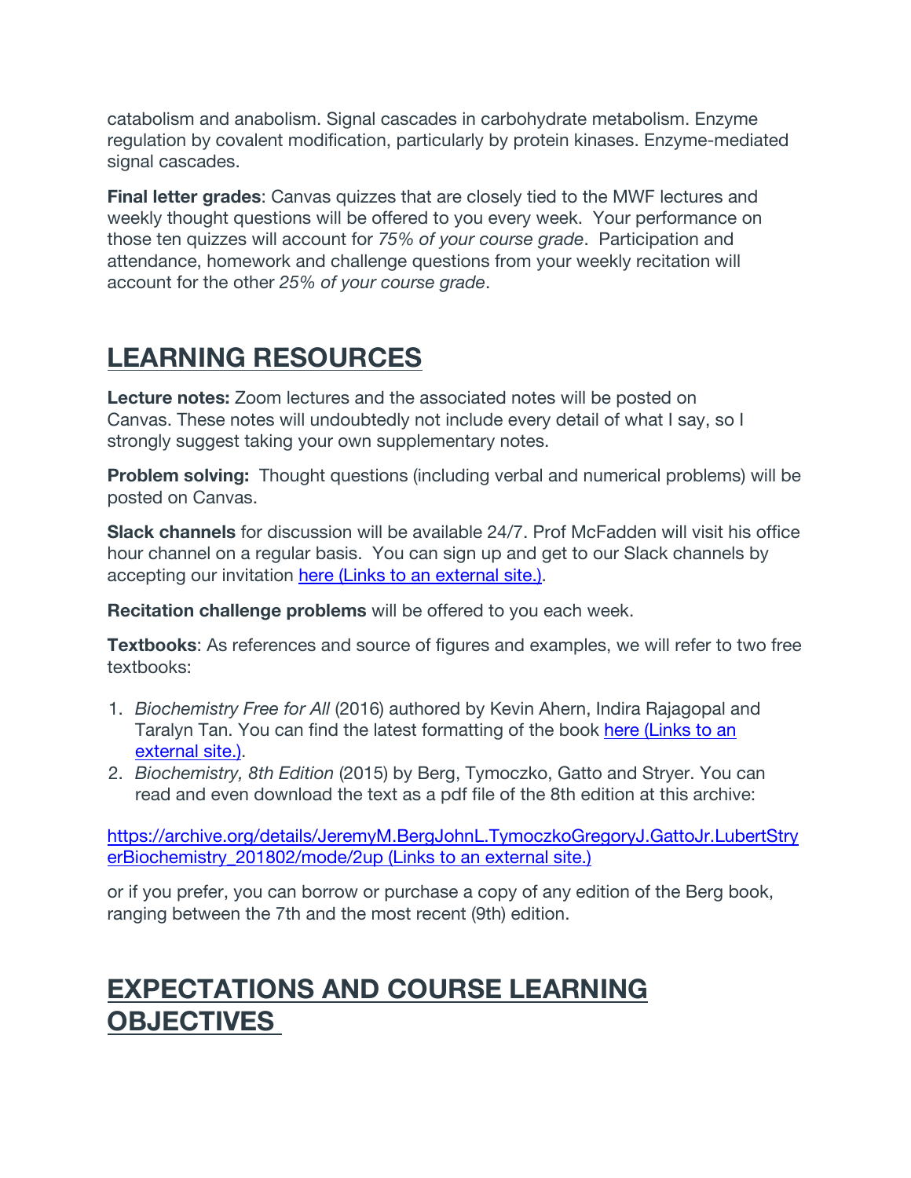catabolism and anabolism. Signal cascades in carbohydrate metabolism. Enzyme regulation by covalent modification, particularly by protein kinases. Enzyme-mediated signal cascades.

**Final letter grades**: Canvas quizzes that are closely tied to the MWF lectures and weekly thought questions will be offered to you every week. Your performance on those ten quizzes will account for *75% of your course grade*. Participation and attendance, homework and challenge questions from your weekly recitation will account for the other *25% of your course grade*.

## LEARNING RESOURCES

**Lecture notes:** Zoom lectures and the associated notes will be posted on Canvas. These notes will undoubtedly not include every detail of what I say, so I strongly suggest taking your own supplementary notes.

**Problem solving:** Thought questions (including verbal and numerical problems) will be posted on Canvas.

**Slack channels** for discussion will be available 24/7. Prof McFadden will visit his office hour channel on a regular basis. You can sign up and get to our Slack channels by accepting our invitation here (Links to an external site.).

**Recitation challenge problems** will be offered to you each week.

**Textbooks**: As references and source of figures and examples, we will refer to two free textbooks:

1. *Biochemistry Free for All* (2016) authored by Kevin Ahern, Indira Rajagopal and Taralyn Tan. You can find the latest formatting of the book here (Links to an external site.).
2. *Biochemistry, 8th Edition* (2015) by Berg, Tymoczko, Gatto and Stryer. You can read and even download the text as a pdf file of the 8th edition at this archive:

https://archive.org/details/JeremyM.BergJohnL.TymoczkoGregoryJ.GattoJr.LubertStryerBiochemistry_201802/mode/2up (Links to an external site.)

or if you prefer, you can borrow or purchase a copy of any edition of the Berg book, ranging between the 7th and the most recent (9th) edition.

## EXPECTATIONS AND COURSE LEARNING OBJECTIVES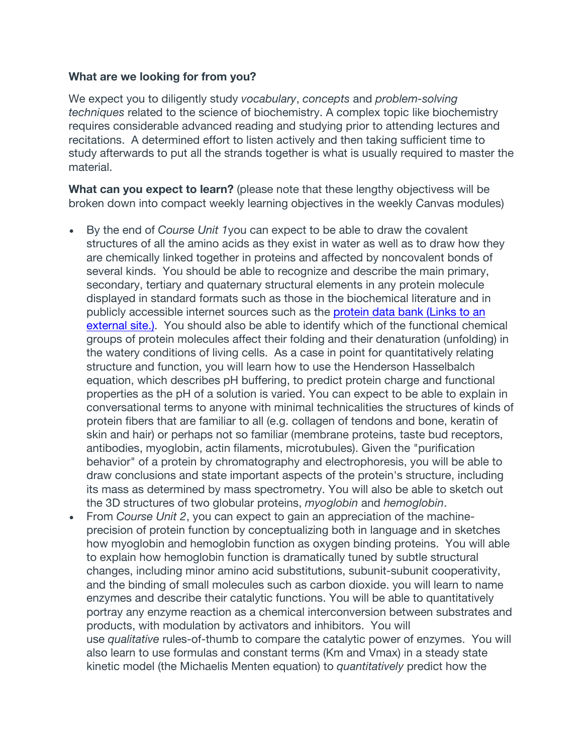**What are we looking for from you?**

We expect you to diligently study *vocabulary*, *concepts* and *problem-solving techniques* related to the science of biochemistry. A complex topic like biochemistry requires considerable advanced reading and studying prior to attending lectures and recitations. A determined effort to listen actively and then taking sufficient time to study afterwards to put all the strands together is what is usually required to master the material.

**What can you expect to learn?** (please note that these lengthy objectivess will be broken down into compact weekly learning objectives in the weekly Canvas modules)

- By the end of *Course Unit 1*you can expect to be able to draw the covalent structures of all the amino acids as they exist in water as well as to draw how they are chemically linked together in proteins and affected by noncovalent bonds of several kinds. You should be able to recognize and describe the main primary, secondary, tertiary and quaternary structural elements in any protein molecule displayed in standard formats such as those in the biochemical literature and in publicly accessible internet sources such as the protein data bank (Links to an external site.). You should also be able to identify which of the functional chemical groups of protein molecules affect their folding and their denaturation (unfolding) in the watery conditions of living cells. As a case in point for quantitatively relating structure and function, you will learn how to use the Henderson Hasselbalch equation, which describes pH buffering, to predict protein charge and functional properties as the pH of a solution is varied. You can expect to be able to explain in conversational terms to anyone with minimal technicalities the structures of kinds of protein fibers that are familiar to all (e.g. collagen of tendons and bone, keratin of skin and hair) or perhaps not so familiar (membrane proteins, taste bud receptors, antibodies, myoglobin, actin filaments, microtubules). Given the "purification behavior" of a protein by chromatography and electrophoresis, you will be able to draw conclusions and state important aspects of the protein's structure, including its mass as determined by mass spectrometry. You will also be able to sketch out the 3D structures of two globular proteins, *myoglobin* and *hemoglobin*.
- From *Course Unit 2*, you can expect to gain an appreciation of the machine-precision of protein function by conceptualizing both in language and in sketches how myoglobin and hemoglobin function as oxygen binding proteins. You will able to explain how hemoglobin function is dramatically tuned by subtle structural changes, including minor amino acid substitutions, subunit-subunit cooperativity, and the binding of small molecules such as carbon dioxide. you will learn to name enzymes and describe their catalytic functions. You will be able to quantitatively portray any enzyme reaction as a chemical interconversion between substrates and products, with modulation by activators and inhibitors. You will use *qualitative* rules-of-thumb to compare the catalytic power of enzymes. You will also learn to use formulas and constant terms (Km and Vmax) in a steady state kinetic model (the Michaelis Menten equation) to *quantitatively* predict how the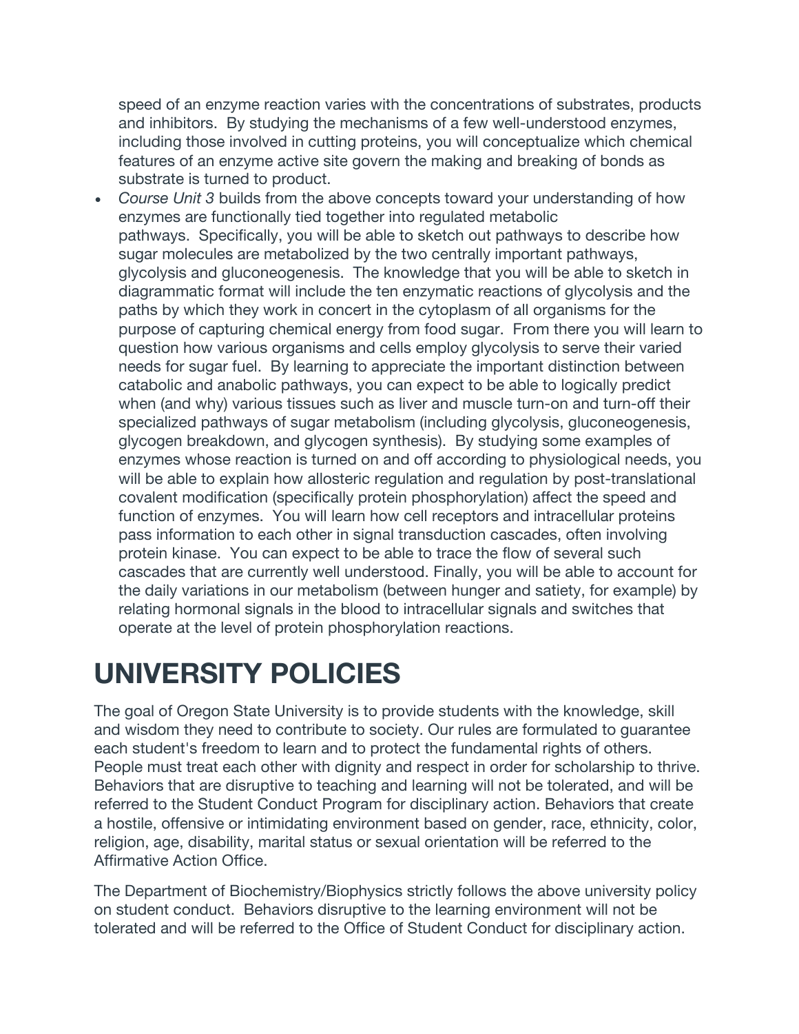speed of an enzyme reaction varies with the concentrations of substrates, products and inhibitors. By studying the mechanisms of a few well-understood enzymes, including those involved in cutting proteins, you will conceptualize which chemical features of an enzyme active site govern the making and breaking of bonds as substrate is turned to product.

- *Course Unit 3* builds from the above concepts toward your understanding of how enzymes are functionally tied together into regulated metabolic pathways. Specifically, you will be able to sketch out pathways to describe how sugar molecules are metabolized by the two centrally important pathways, glycolysis and gluconeogenesis. The knowledge that you will be able to sketch in diagrammatic format will include the ten enzymatic reactions of glycolysis and the paths by which they work in concert in the cytoplasm of all organisms for the purpose of capturing chemical energy from food sugar. From there you will learn to question how various organisms and cells employ glycolysis to serve their varied needs for sugar fuel. By learning to appreciate the important distinction between catabolic and anabolic pathways, you can expect to be able to logically predict when (and why) various tissues such as liver and muscle turn-on and turn-off their specialized pathways of sugar metabolism (including glycolysis, gluconeogenesis, glycogen breakdown, and glycogen synthesis). By studying some examples of enzymes whose reaction is turned on and off according to physiological needs, you will be able to explain how allosteric regulation and regulation by post-translational covalent modification (specifically protein phosphorylation) affect the speed and function of enzymes. You will learn how cell receptors and intracellular proteins pass information to each other in signal transduction cascades, often involving protein kinase. You can expect to be able to trace the flow of several such cascades that are currently well understood. Finally, you will be able to account for the daily variations in our metabolism (between hunger and satiety, for example) by relating hormonal signals in the blood to intracellular signals and switches that operate at the level of protein phosphorylation reactions.

# UNIVERSITY POLICIES

The goal of Oregon State University is to provide students with the knowledge, skill and wisdom they need to contribute to society. Our rules are formulated to guarantee each student's freedom to learn and to protect the fundamental rights of others. People must treat each other with dignity and respect in order for scholarship to thrive. Behaviors that are disruptive to teaching and learning will not be tolerated, and will be referred to the Student Conduct Program for disciplinary action. Behaviors that create a hostile, offensive or intimidating environment based on gender, race, ethnicity, color, religion, age, disability, marital status or sexual orientation will be referred to the Affirmative Action Office.

The Department of Biochemistry/Biophysics strictly follows the above university policy on student conduct. Behaviors disruptive to the learning environment will not be tolerated and will be referred to the Office of Student Conduct for disciplinary action.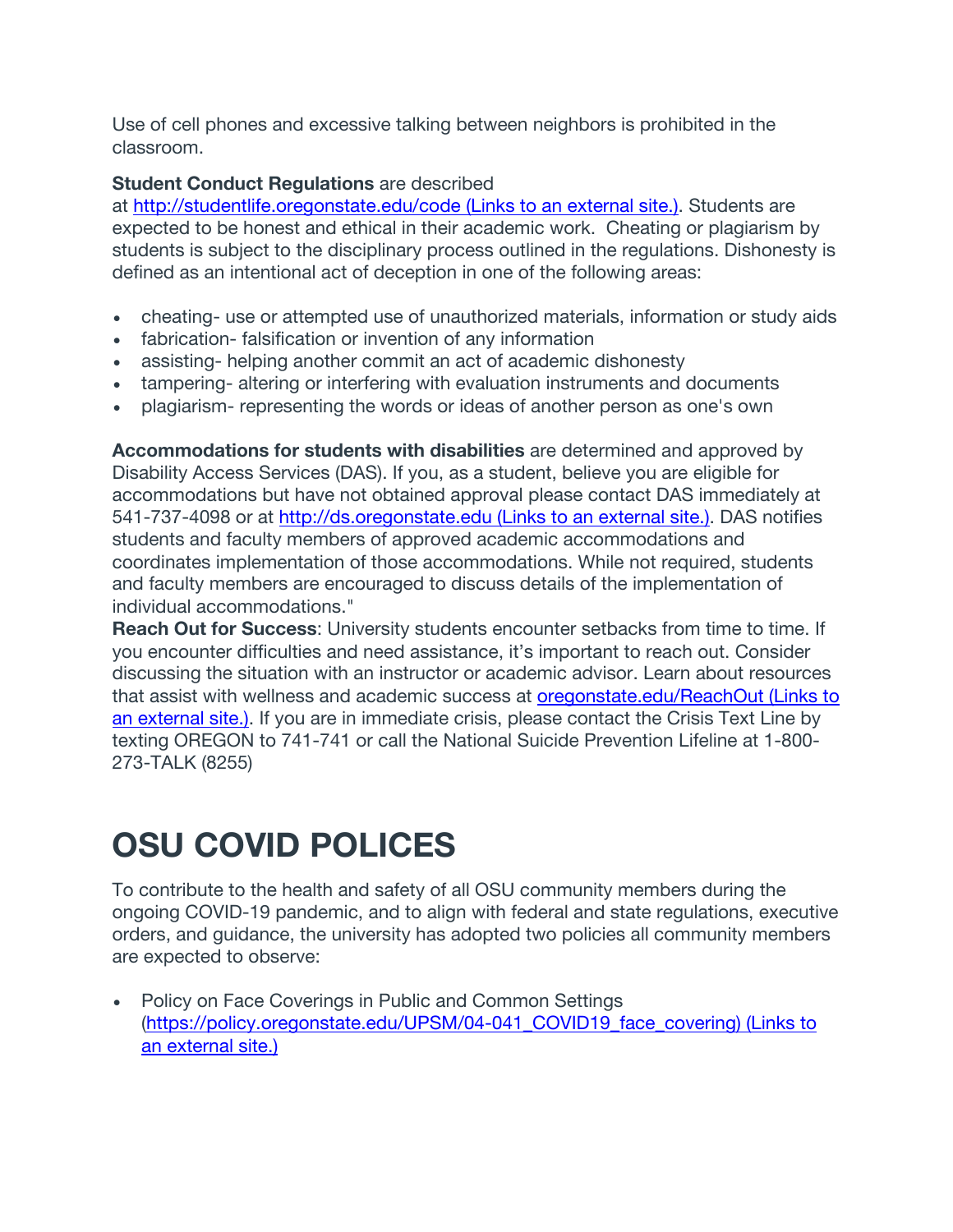Use of cell phones and excessive talking between neighbors is prohibited in the classroom.

**Student Conduct Regulations** are described at [http://studentlife.oregonstate.edu/code (Links to an external site.)](http://studentlife.oregonstate.edu/code). Students are expected to be honest and ethical in their academic work. Cheating or plagiarism by students is subject to the disciplinary process outlined in the regulations. Dishonesty is defined as an intentional act of deception in one of the following areas:

- cheating- use or attempted use of unauthorized materials, information or study aids
- fabrication- falsification or invention of any information
- assisting- helping another commit an act of academic dishonesty
- tampering- altering or interfering with evaluation instruments and documents
- plagiarism- representing the words or ideas of another person as one's own

**Accommodations for students with disabilities** are determined and approved by Disability Access Services (DAS). If you, as a student, believe you are eligible for accommodations but have not obtained approval please contact DAS immediately at 541-737-4098 or at [http://ds.oregonstate.edu (Links to an external site.)](http://ds.oregonstate.edu). DAS notifies students and faculty members of approved academic accommodations and coordinates implementation of those accommodations. While not required, students and faculty members are encouraged to discuss details of the implementation of individual accommodations."

**Reach Out for Success**: University students encounter setbacks from time to time. If you encounter difficulties and need assistance, it's important to reach out. Consider discussing the situation with an instructor or academic advisor. Learn about resources that assist with wellness and academic success at [oregonstate.edu/ReachOut (Links to an external site.)](http://oregonstate.edu/ReachOut). If you are in immediate crisis, please contact the Crisis Text Line by texting OREGON to 741-741 or call the National Suicide Prevention Lifeline at 1-800-273-TALK (8255)

# OSU COVID POLICES

To contribute to the health and safety of all OSU community members during the ongoing COVID-19 pandemic, and to align with federal and state regulations, executive orders, and guidance, the university has adopted two policies all community members are expected to observe:

- Policy on Face Coverings in Public and Common Settings ([https://policy.oregonstate.edu/UPSM/04-041_COVID19_face_covering) (Links to an external site.)](https://policy.oregonstate.edu/UPSM/04-041_COVID19_face_covering)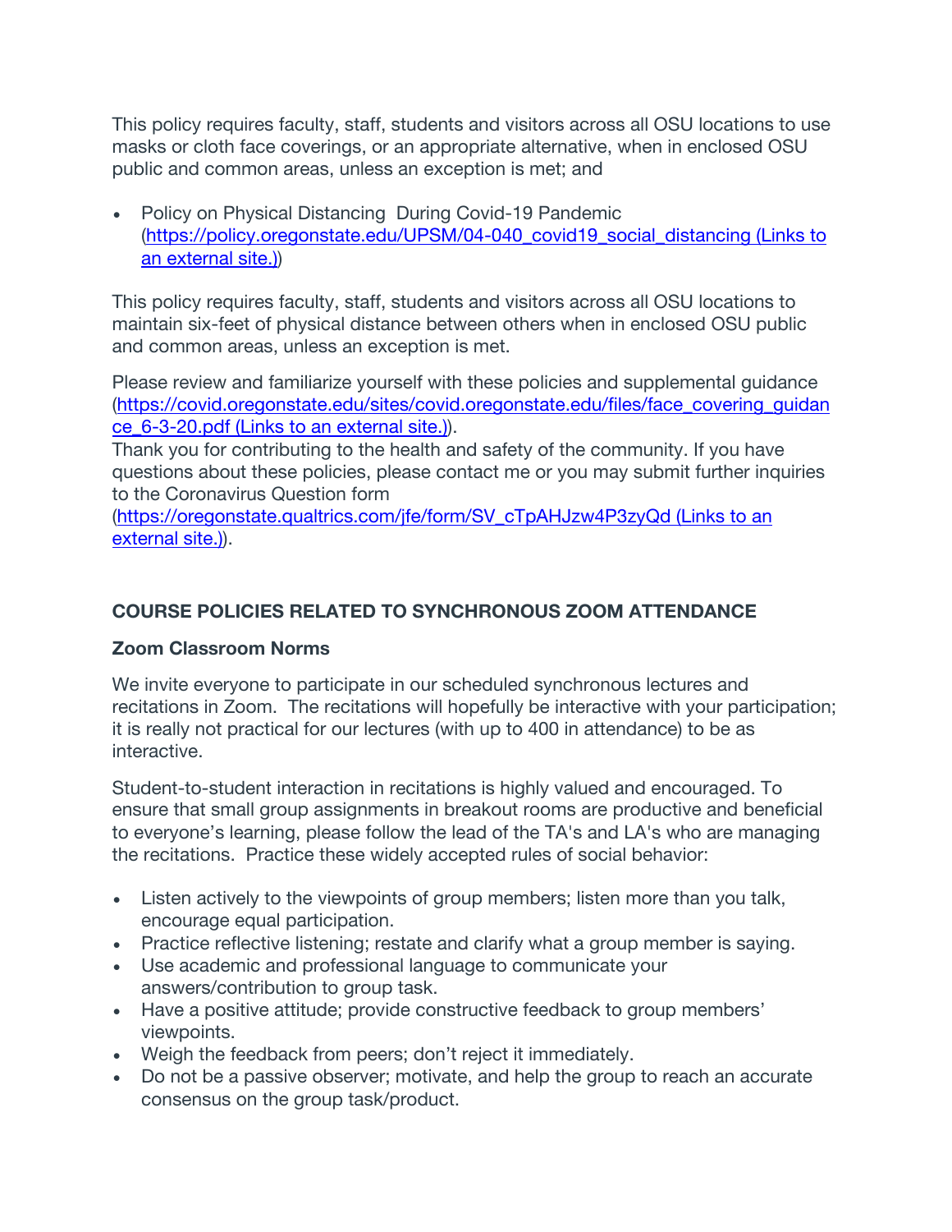This policy requires faculty, staff, students and visitors across all OSU locations to use masks or cloth face coverings, or an appropriate alternative, when in enclosed OSU public and common areas, unless an exception is met; and

- Policy on Physical Distancing During Covid-19 Pandemic ([https://policy.oregonstate.edu/UPSM/04-040_covid19_social_distancing (Links to an external site.)](https://policy.oregonstate.edu/UPSM/04-040_covid19_social_distancing))

This policy requires faculty, staff, students and visitors across all OSU locations to maintain six-feet of physical distance between others when in enclosed OSU public and common areas, unless an exception is met.

Please review and familiarize yourself with these policies and supplemental guidance ([https://covid.oregonstate.edu/sites/covid.oregonstate.edu/files/face_covering_guidance_6-3-20.pdf (Links to an external site.)](https://covid.oregonstate.edu/sites/covid.oregonstate.edu/files/face_covering_guidance_6-3-20.pdf)).
Thank you for contributing to the health and safety of the community. If you have questions about these policies, please contact me or you may submit further inquiries to the Coronavirus Question form ([https://oregonstate.qualtrics.com/jfe/form/SV_cTpAHJzw4P3zyQd (Links to an external site.)](https://oregonstate.qualtrics.com/jfe/form/SV_cTpAHJzw4P3zyQd)).

## COURSE POLICIES RELATED TO SYNCHRONOUS ZOOM ATTENDANCE

### Zoom Classroom Norms

We invite everyone to participate in our scheduled synchronous lectures and recitations in Zoom. The recitations will hopefully be interactive with your participation; it is really not practical for our lectures (with up to 400 in attendance) to be as interactive.

Student-to-student interaction in recitations is highly valued and encouraged. To ensure that small group assignments in breakout rooms are productive and beneficial to everyone's learning, please follow the lead of the TA's and LA's who are managing the recitations. Practice these widely accepted rules of social behavior:

- Listen actively to the viewpoints of group members; listen more than you talk, encourage equal participation.
- Practice reflective listening; restate and clarify what a group member is saying.
- Use academic and professional language to communicate your answers/contribution to group task.
- Have a positive attitude; provide constructive feedback to group members' viewpoints.
- Weigh the feedback from peers; don't reject it immediately.
- Do not be a passive observer; motivate, and help the group to reach an accurate consensus on the group task/product.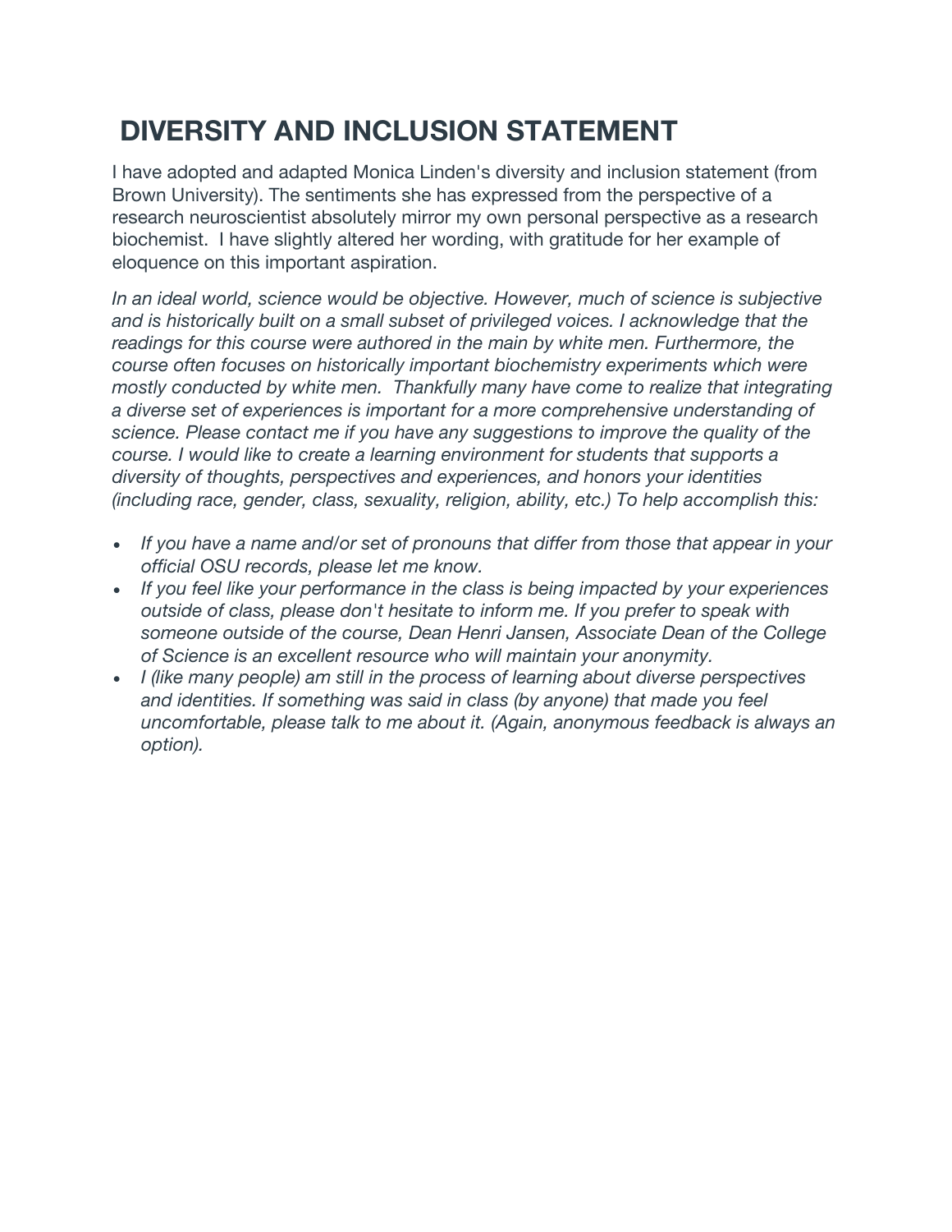# DIVERSITY AND INCLUSION STATEMENT

I have adopted and adapted Monica Linden's diversity and inclusion statement (from Brown University). The sentiments she has expressed from the perspective of a research neuroscientist absolutely mirror my own personal perspective as a research biochemist. I have slightly altered her wording, with gratitude for her example of eloquence on this important aspiration.

*In an ideal world, science would be objective. However, much of science is subjective and is historically built on a small subset of privileged voices. I acknowledge that the readings for this course were authored in the main by white men. Furthermore, the course often focuses on historically important biochemistry experiments which were mostly conducted by white men. Thankfully many have come to realize that integrating a diverse set of experiences is important for a more comprehensive understanding of science. Please contact me if you have any suggestions to improve the quality of the course. I would like to create a learning environment for students that supports a diversity of thoughts, perspectives and experiences, and honors your identities (including race, gender, class, sexuality, religion, ability, etc.) To help accomplish this:*

- *If you have a name and/or set of pronouns that differ from those that appear in your official OSU records, please let me know.*
- *If you feel like your performance in the class is being impacted by your experiences outside of class, please don't hesitate to inform me. If you prefer to speak with someone outside of the course, Dean Henri Jansen, Associate Dean of the College of Science is an excellent resource who will maintain your anonymity.*
- *I (like many people) am still in the process of learning about diverse perspectives and identities. If something was said in class (by anyone) that made you feel uncomfortable, please talk to me about it. (Again, anonymous feedback is always an option).*